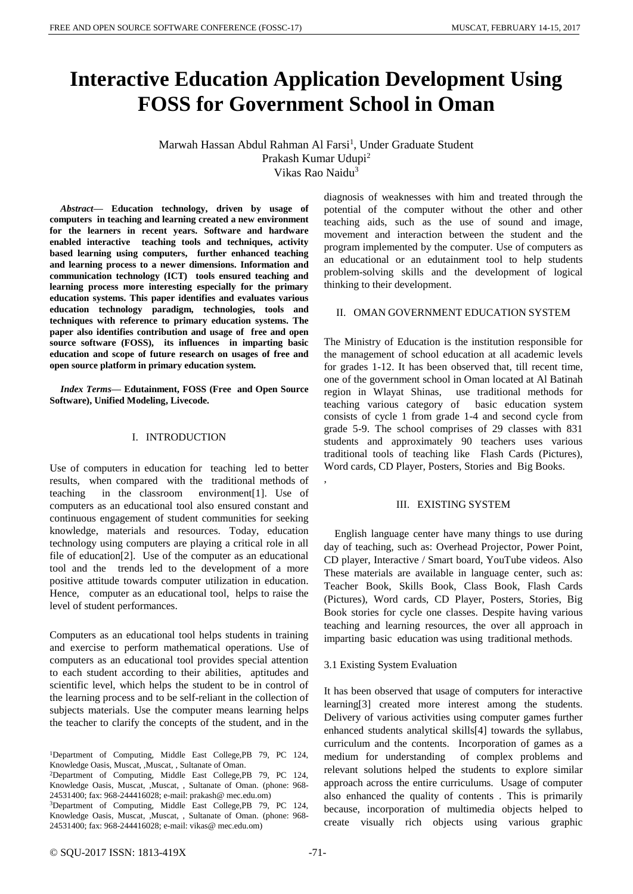# Interactive Education Application Development Using FOSS for Government School in Oman

Marwah Hassan Abdul Rahman Al Farsi[1], Under Graduate Student
Prakash Kumar Udupi[2]
Vikas Rao Naidu[3]

***Abstract*— Education technology, driven by usage of computers in teaching and learning created a new environment for the learners in recent years. Software and hardware enabled interactive teaching tools and techniques, activity based learning using computers, further enhanced teaching and learning process to a newer dimensions. Information and communication technology (ICT) tools ensured teaching and learning process more interesting especially for the primary education systems. This paper identifies and evaluates various education technology paradigm, technologies, tools and techniques with reference to primary education systems. The paper also identifies contribution and usage of free and open source software (FOSS), its influences in imparting basic education and scope of future research on usages of free and open source platform in primary education system.**

***Index Terms*— Edutainment, FOSS (Free and Open Source Software), Unified Modeling, Livecode.**

## I. INTRODUCTION

Use of computers in education for teaching led to better results, when compared with the traditional methods of teaching in the classroom environment[1]. Use of computers as an educational tool also ensured constant and continuous engagement of student communities for seeking knowledge, materials and resources. Today, education technology using computers are playing a critical role in all file of education[2]. Use of the computer as an educational tool and the trends led to the development of a more positive attitude towards computer utilization in education. Hence, computer as an educational tool, helps to raise the level of student performances.

Computers as an educational tool helps students in training and exercise to perform mathematical operations. Use of computers as an educational tool provides special attention to each student according to their abilities, aptitudes and scientific level, which helps the student to be in control of the learning process and to be self-reliant in the collection of subjects materials. Use the computer means learning helps the teacher to clarify the concepts of the student, and in the diagnosis of weaknesses with him and treated through the potential of the computer without the other and other teaching aids, such as the use of sound and image, movement and interaction between the student and the program implemented by the computer. Use of computers as an educational or an edutainment tool to help students problem-solving skills and the development of logical thinking to their development.

## II. OMAN GOVERNMENT EDUCATION SYSTEM

The Ministry of Education is the institution responsible for the management of school education at all academic levels for grades 1-12. It has been observed that, till recent time, one of the government school in Oman located at Al Batinah region in Wlayat Shinas, use traditional methods for teaching various category of basic education system consists of cycle 1 from grade 1-4 and second cycle from grade 5-9. The school comprises of 29 classes with 831 students and approximately 90 teachers uses various traditional tools of teaching like Flash Cards (Pictures), Word cards, CD Player, Posters, Stories and Big Books.

,

## III. EXISTING SYSTEM

English language center have many things to use during day of teaching, such as: Overhead Projector, Power Point, CD player, Interactive / Smart board, YouTube videos. Also These materials are available in language center, such as: Teacher Book, Skills Book, Class Book, Flash Cards (Pictures), Word cards, CD Player, Posters, Stories, Big Book stories for cycle one classes. Despite having various teaching and learning resources, the over all approach in imparting basic education was using traditional methods.

### 3.1 Existing System Evaluation

It has been observed that usage of computers for interactive learning[3] created more interest among the students. Delivery of various activities using computer games further enhanced students analytical skills[4] towards the syllabus, curriculum and the contents. Incorporation of games as a medium for understanding of complex problems and relevant solutions helped the students to explore similar approach across the entire curriculums. Usage of computer also enhanced the quality of contents . This is primarily because, incorporation of multimedia objects helped to create visually rich objects using various graphic

[1]Department of Computing, Middle East College,PB 79, PC 124, Knowledge Oasis, Muscat, ,Muscat, , Sultanate of Oman.

[2]Department of Computing, Middle East College,PB 79, PC 124, Knowledge Oasis, Muscat, ,Muscat, , Sultanate of Oman. (phone: 968-24531400; fax: 968-244416028; e-mail: prakash@ mec.edu.om)

[3]Department of Computing, Middle East College,PB 79, PC 124, Knowledge Oasis, Muscat, ,Muscat, , Sultanate of Oman. (phone: 968-24531400; fax: 968-244416028; e-mail: vikas@ mec.edu.om)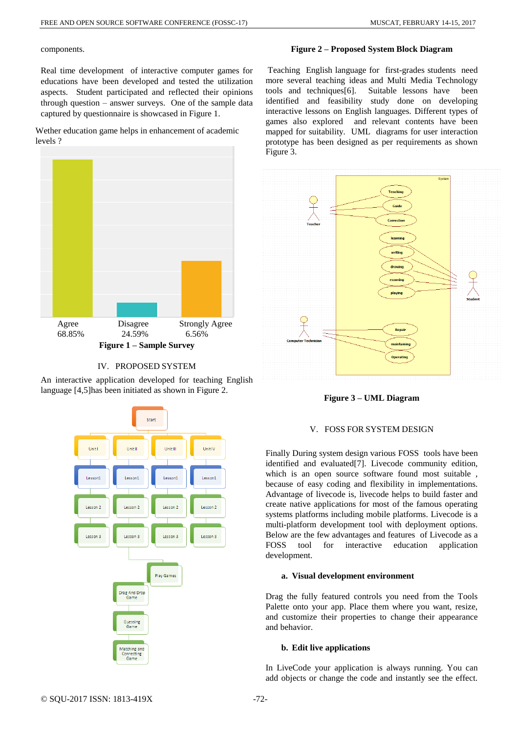components.

Real time development of interactive computer games for educations have been developed and tested the utilization aspects. Student participated and reflected their opinions through question – answer surveys. One of the sample data captured by questionnaire is showcased in Figure 1.

Wether education game helps in enhancement of academic levels ?

| Agree | Disagree | Strongly Agree |
|---|---|---|
| 68.85% | 24.59% | 6.56% |

**Figure 1 – Sample Survey**

## IV. PROPOSED SYSTEM

An interactive application developed for teaching English language [4,5]has been initiated as shown in Figure 2.

**Figure 2 – Proposed System Block Diagram**

Teaching English language for first-grades students need more several teaching ideas and Multi Media Technology tools and techniques[6]. Suitable lessons have been identified and feasibility study done on developing interactive lessons on English languages. Different types of games also explored and relevant contents have been mapped for suitability. UML diagrams for user interaction prototype has been designed as per requirements as shown Figure 3.

**Figure 3 – UML Diagram**

## V. FOSS FOR SYSTEM DESIGN

Finally During system design various FOSS tools have been identified and evaluated[7]. Livecode community edition, which is an open source software found most suitable , because of easy coding and flexibility in implementations. Advantage of livecode is, livecode helps to build faster and create native applications for most of the famous operating systems platforms including mobile platforms. Livecode is a multi-platform development tool with deployment options. Below are the few advantages and features of Livecode as a FOSS tool for interactive education application development.

### a. Visual development environment

Drag the fully featured controls you need from the Tools Palette onto your app. Place them where you want, resize, and customize their properties to change their appearance and behavior.

### b. Edit live applications

In LiveCode your application is always running. You can add objects or change the code and instantly see the effect.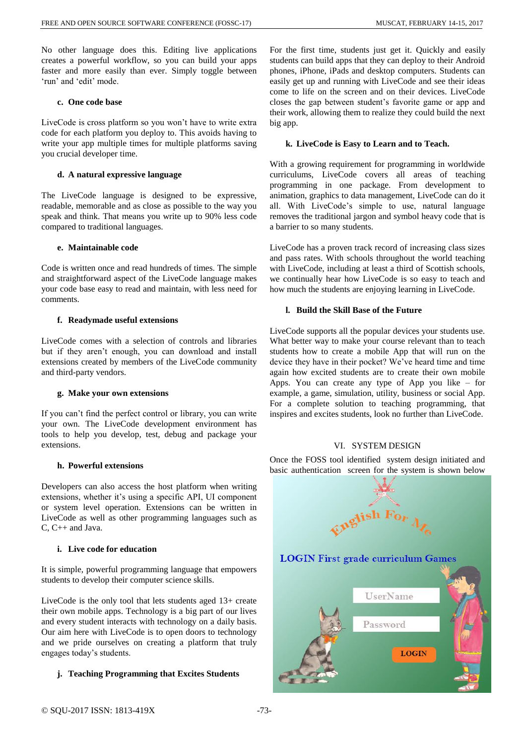No other language does this. Editing live applications creates a powerful workflow, so you can build your apps faster and more easily than ever. Simply toggle between 'run' and 'edit' mode.

**c. One code base**

LiveCode is cross platform so you won't have to write extra code for each platform you deploy to. This avoids having to write your app multiple times for multiple platforms saving you crucial developer time.

**d. A natural expressive language**

The LiveCode language is designed to be expressive, readable, memorable and as close as possible to the way you speak and think. That means you write up to 90% less code compared to traditional languages.

**e. Maintainable code**

Code is written once and read hundreds of times. The simple and straightforward aspect of the LiveCode language makes your code base easy to read and maintain, with less need for comments.

**f. Readymade useful extensions**

LiveCode comes with a selection of controls and libraries but if they aren't enough, you can download and install extensions created by members of the LiveCode community and third-party vendors.

**g. Make your own extensions**

If you can't find the perfect control or library, you can write your own. The LiveCode development environment has tools to help you develop, test, debug and package your extensions.

**h. Powerful extensions**

Developers can also access the host platform when writing extensions, whether it's using a specific API, UI component or system level operation. Extensions can be written in LiveCode as well as other programming languages such as C, C++ and Java.

**i. Live code for education**

It is simple, powerful programming language that empowers students to develop their computer science skills.

LiveCode is the only tool that lets students aged 13+ create their own mobile apps. Technology is a big part of our lives and every student interacts with technology on a daily basis. Our aim here with LiveCode is to open doors to technology and we pride ourselves on creating a platform that truly engages today's students.

**j. Teaching Programming that Excites Students**

For the first time, students just get it. Quickly and easily students can build apps that they can deploy to their Android phones, iPhone, iPads and desktop computers. Students can easily get up and running with LiveCode and see their ideas come to life on the screen and on their devices. LiveCode closes the gap between student's favorite game or app and their work, allowing them to realize they could build the next big app.

**k. LiveCode is Easy to Learn and to Teach.**

With a growing requirement for programming in worldwide curriculums, LiveCode covers all areas of teaching programming in one package. From development to animation, graphics to data management, LiveCode can do it all. With LiveCode's simple to use, natural language removes the traditional jargon and symbol heavy code that is a barrier to so many students.

LiveCode has a proven track record of increasing class sizes and pass rates. With schools throughout the world teaching with LiveCode, including at least a third of Scottish schools, we continually hear how LiveCode is so easy to teach and how much the students are enjoying learning in LiveCode.

**l. Build the Skill Base of the Future**

LiveCode supports all the popular devices your students use. What better way to make your course relevant than to teach students how to create a mobile App that will run on the device they have in their pocket? We've heard time and time again how excited students are to create their own mobile Apps. You can create any type of App you like – for example, a game, simulation, utility, business or social App. For a complete solution to teaching programming, that inspires and excites students, look no further than LiveCode.

## VI. SYSTEM DESIGN

Once the FOSS tool identified system design initiated and basic authentication screen for the system is shown below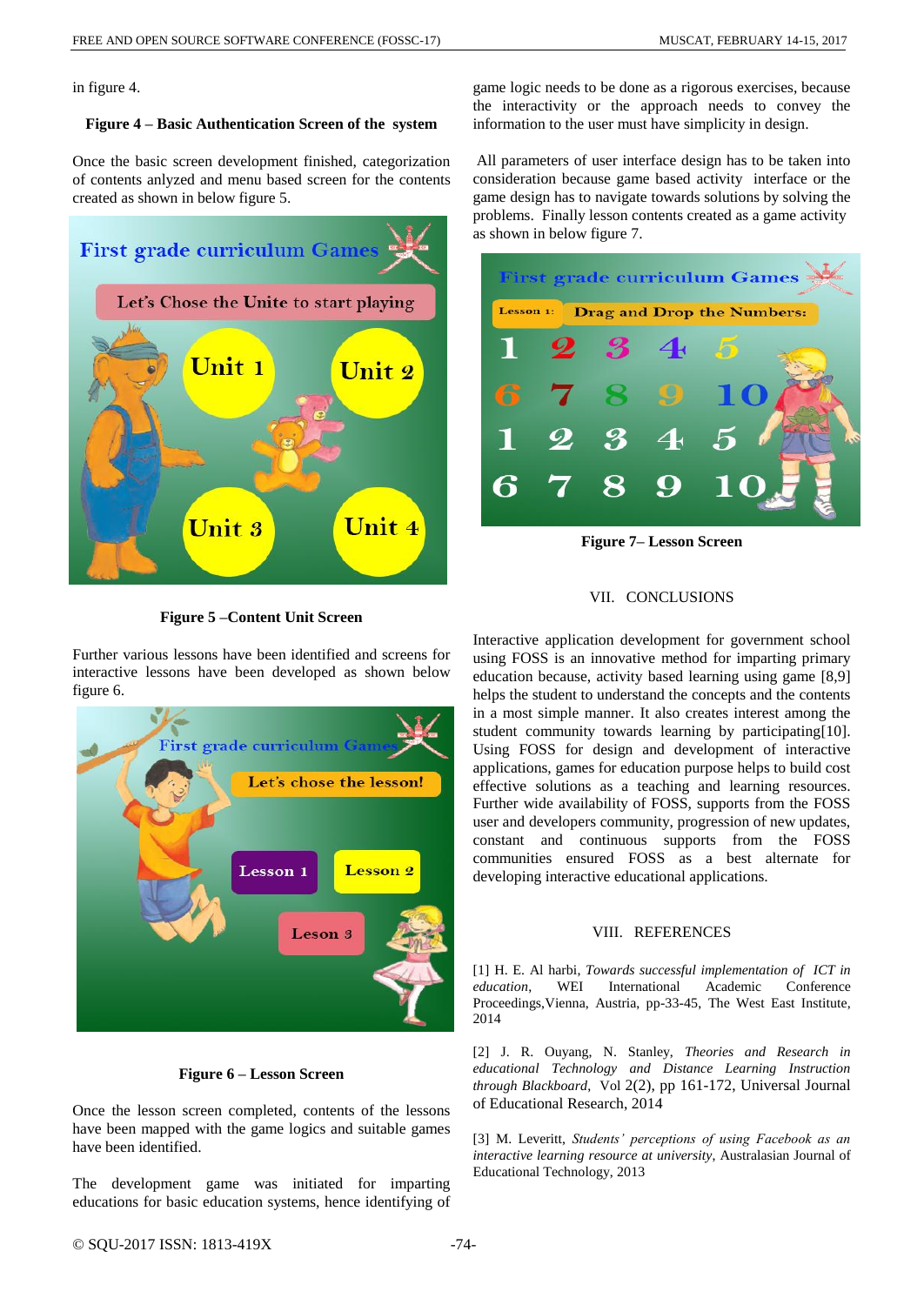in figure 4.

**Figure 4 – Basic Authentication Screen of the system**

Once the basic screen development finished, categorization of contents anlyzed and menu based screen for the contents created as shown in below figure 5.

**Figure 5 –Content Unit Screen**

Further various lessons have been identified and screens for interactive lessons have been developed as shown below figure 6.

**Figure 6 – Lesson Screen**

Once the lesson screen completed, contents of the lessons have been mapped with the game logics and suitable games have been identified.

The development game was initiated for imparting educations for basic education systems, hence identifying of game logic needs to be done as a rigorous exercises, because the interactivity or the approach needs to convey the information to the user must have simplicity in design.

All parameters of user interface design has to be taken into consideration because game based activity interface or the game design has to navigate towards solutions by solving the problems. Finally lesson contents created as a game activity as shown in below figure 7.

**Figure 7– Lesson Screen**

## VII. CONCLUSIONS

Interactive application development for government school using FOSS is an innovative method for imparting primary education because, activity based learning using game [8,9] helps the student to understand the concepts and the contents in a most simple manner. It also creates interest among the student community towards learning by participating[10]. Using FOSS for design and development of interactive applications, games for education purpose helps to build cost effective solutions as a teaching and learning resources. Further wide availability of FOSS, supports from the FOSS user and developers community, progression of new updates, constant and continuous supports from the FOSS communities ensured FOSS as a best alternate for developing interactive educational applications.

## VIII. REFERENCES

[1] H. E. Al harbi, *Towards successful implementation of ICT in education*, WEI International Academic Conference Proceedings,Vienna, Austria, pp-33-45, The West East Institute, 2014

[2] J. R. Ouyang, N. Stanley, *Theories and Research in educational Technology and Distance Learning Instruction through Blackboard*, Vol 2(2), pp 161-172, Universal Journal of Educational Research, 2014

[3] M. Leveritt, *Students' perceptions of using Facebook as an interactive learning resource at university*, Australasian Journal of Educational Technology, 2013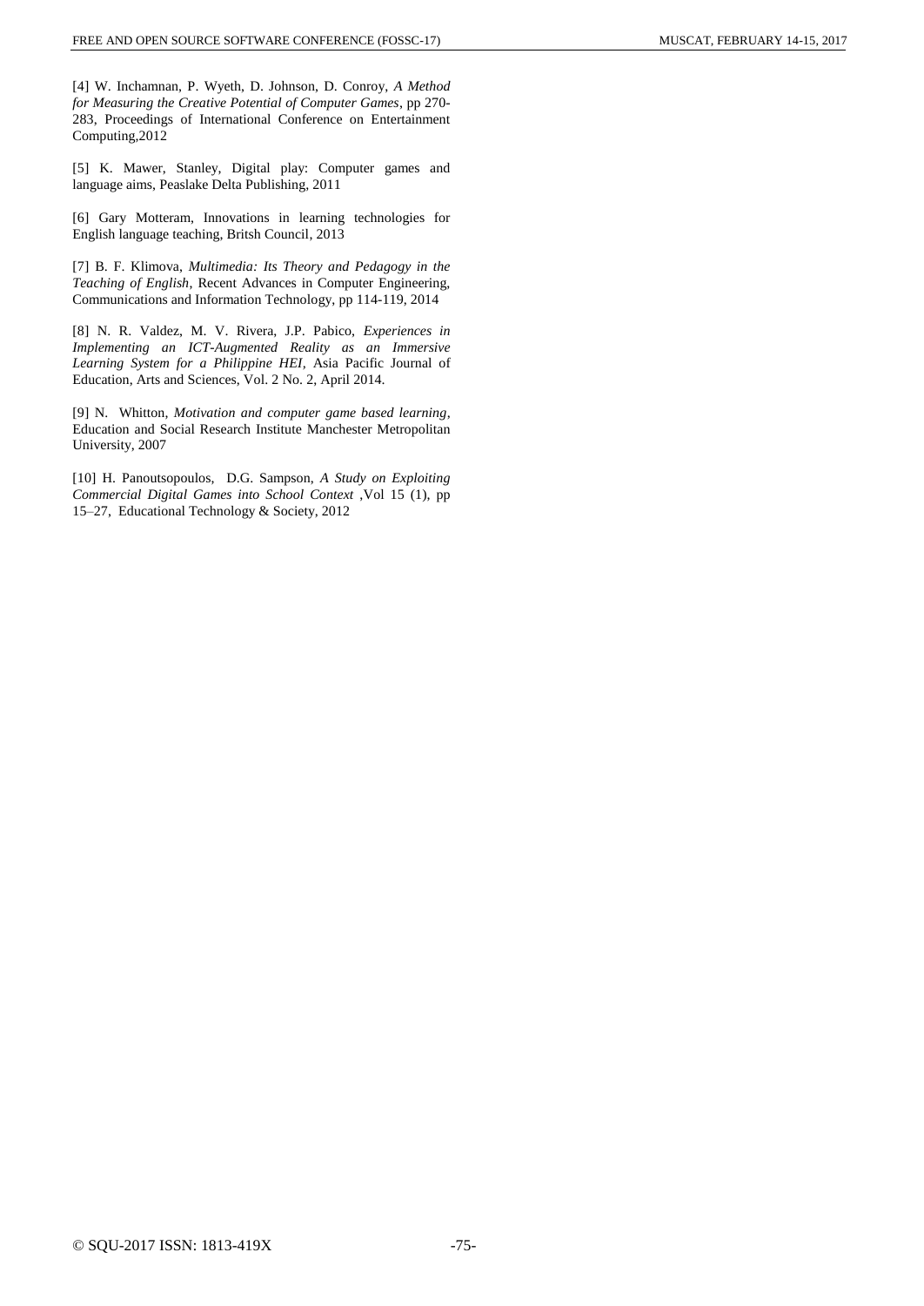[4] W. Inchamnan, P. Wyeth, D. Johnson, D. Conroy, *A Method for Measuring the Creative Potential of Computer Games*, pp 270-283, Proceedings of International Conference on Entertainment Computing,2012

[5] K. Mawer, Stanley, Digital play: Computer games and language aims, Peaslake Delta Publishing, 2011

[6] Gary Motteram, Innovations in learning technologies for English language teaching, Britsh Council, 2013

[7] B. F. Klimova, *Multimedia: Its Theory and Pedagogy in the Teaching of English*, Recent Advances in Computer Engineering, Communications and Information Technology, pp 114-119, 2014

[8] N. R. Valdez, M. V. Rivera, J.P. Pabico, *Experiences in Implementing an ICT-Augmented Reality as an Immersive Learning System for a Philippine HEI*, Asia Pacific Journal of Education, Arts and Sciences, Vol. 2 No. 2, April 2014.

[9] N. Whitton, *Motivation and computer game based learning*, Education and Social Research Institute Manchester Metropolitan University, 2007

[10] H. Panoutsopoulos, D.G. Sampson, *A Study on Exploiting Commercial Digital Games into School Context* ,Vol 15 (1), pp 15–27, Educational Technology & Society, 2012